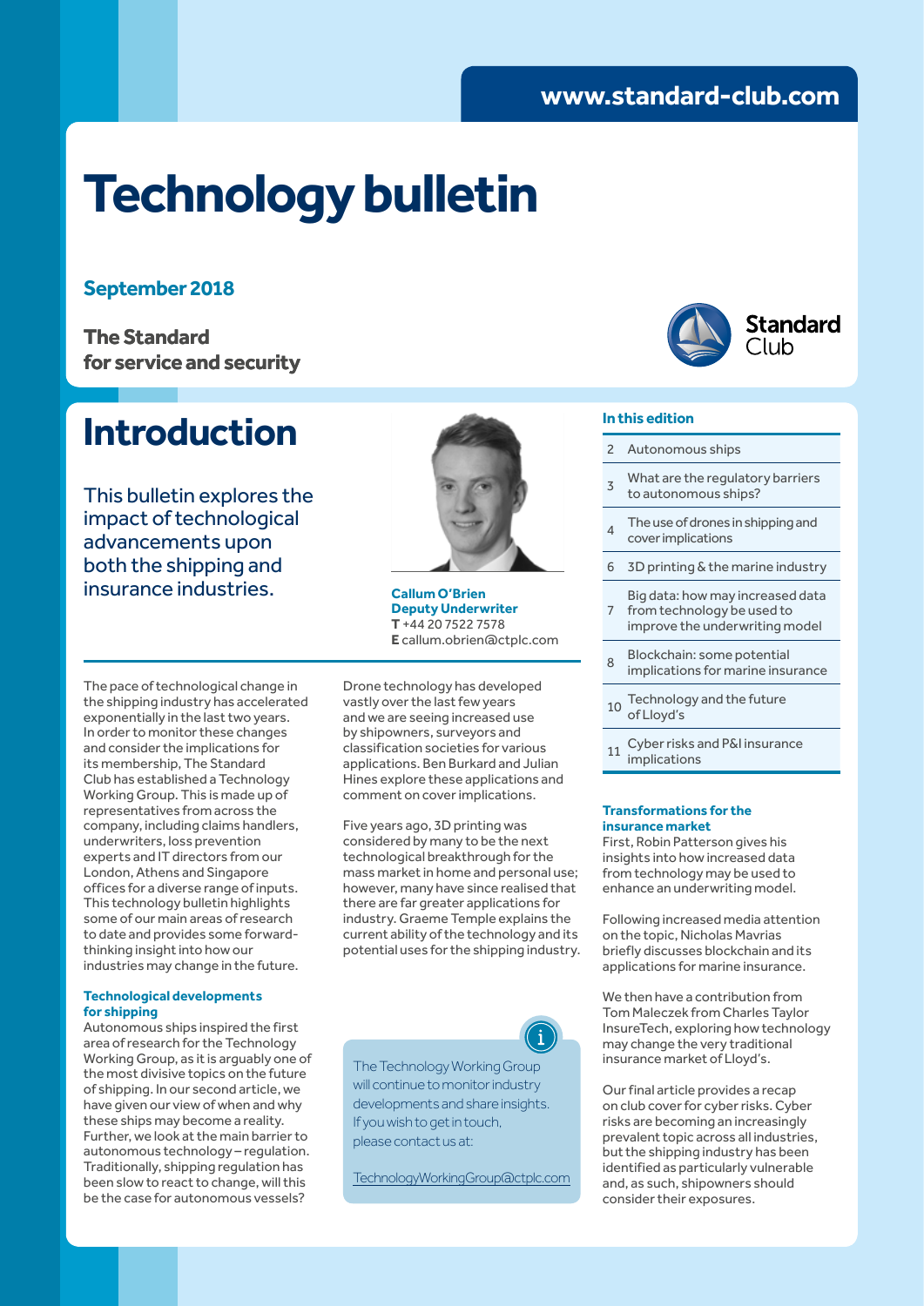www.standard-club.com

# Technology bulletin

**September 2018**

**The Standard for service and security**

Standard Club

## Introduction

This bulletin explores the impact of technological advancements upon both the shipping and insurance industries.

**Callum O'Brien**
**Deputy Underwriter**
**T** +44 20 7522 7578
**E** callum.obrien@ctplc.com

The pace of technological change in the shipping industry has accelerated exponentially in the last two years. In order to monitor these changes and consider the implications for its membership, The Standard Club has established a Technology Working Group. This is made up of representatives from across the company, including claims handlers, underwriters, loss prevention experts and IT directors from our London, Athens and Singapore offices for a diverse range of inputs. This technology bulletin highlights some of our main areas of research to date and provides some forward-thinking insight into how our industries may change in the future.

### Technological developments for shipping

Autonomous ships inspired the first area of research for the Technology Working Group, as it is arguably one of the most divisive topics on the future of shipping. In our second article, we have given our view of when and why these ships may become a reality. Further, we look at the main barrier to autonomous technology – regulation. Traditionally, shipping regulation has been slow to react to change, will this be the case for autonomous vessels?

Drone technology has developed vastly over the last few years and we are seeing increased use by shipowners, surveyors and classification societies for various applications. Ben Burkard and Julian Hines explore these applications and comment on cover implications.

Five years ago, 3D printing was considered by many to be the next technological breakthrough for the mass market in home and personal use; however, many have since realised that there are far greater applications for industry. Graeme Temple explains the current ability of the technology and its potential uses for the shipping industry.

The Technology Working Group will continue to monitor industry developments and share insights. If you wish to get in touch, please contact us at:

TechnologyWorkingGroup@ctplc.com

### In this edition

| | |
|---|---|
| 2 | Autonomous ships |
| 3 | What are the regulatory barriers to autonomous ships? |
| 4 | The use of drones in shipping and cover implications |
| 6 | 3D printing & the marine industry |
| 7 | Big data: how may increased data from technology be used to improve the underwriting model |
| 8 | Blockchain: some potential implications for marine insurance |
| 10 | Technology and the future of Lloyd's |
| 11 | Cyber risks and P&I insurance implications |

### Transformations for the insurance market

First, Robin Patterson gives his insights into how increased data from technology may be used to enhance an underwriting model.

Following increased media attention on the topic, Nicholas Mavrias briefly discusses blockchain and its applications for marine insurance.

We then have a contribution from Tom Maleczek from Charles Taylor InsureTech, exploring how technology may change the very traditional insurance market of Lloyd's.

Our final article provides a recap on club cover for cyber risks. Cyber risks are becoming an increasingly prevalent topic across all industries, but the shipping industry has been identified as particularly vulnerable and, as such, shipowners should consider their exposures.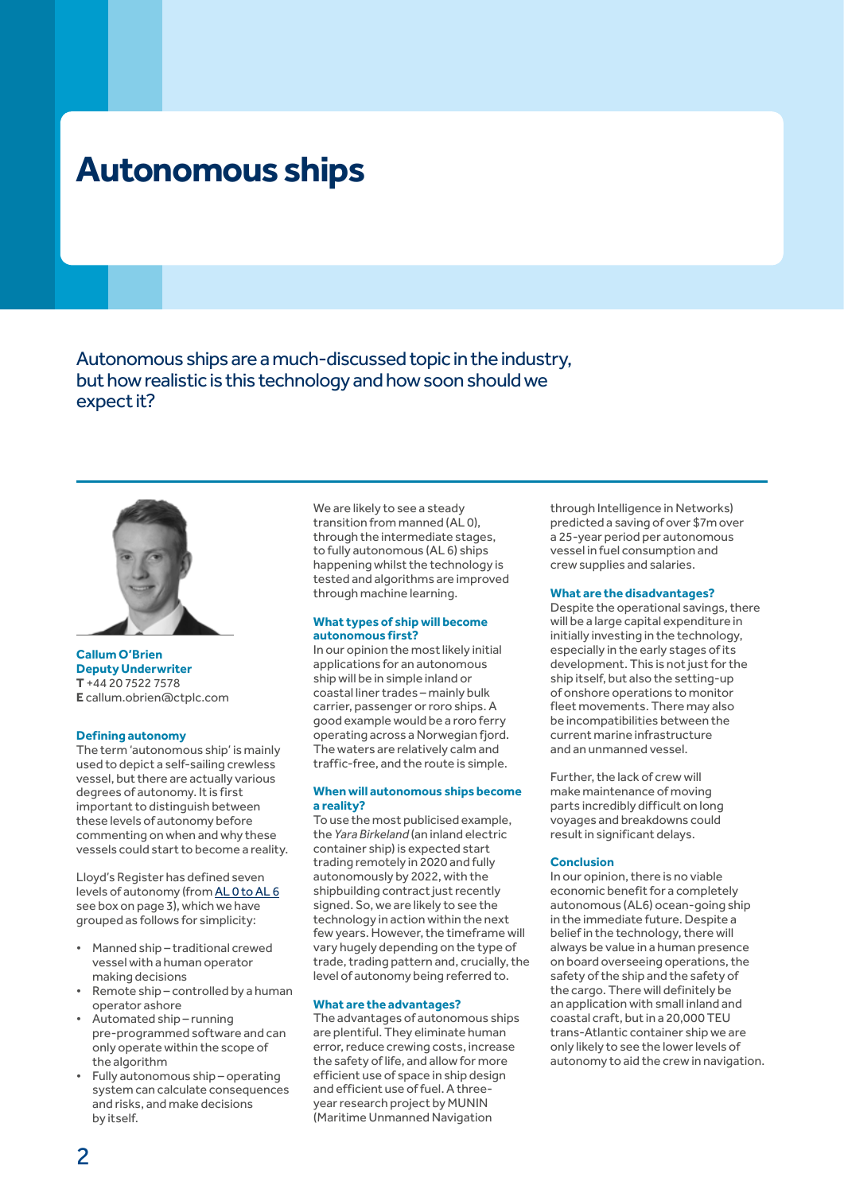# Autonomous ships

Autonomous ships are a much-discussed topic in the industry, but how realistic is this technology and how soon should we expect it?

**Callum O'Brien**
**Deputy Underwriter**
**T** +44 20 7522 7578
**E** callum.obrien@ctplc.com

### Defining autonomy

The term 'autonomous ship' is mainly used to depict a self-sailing crewless vessel, but there are actually various degrees of autonomy. It is first important to distinguish between these levels of autonomy before commenting on when and why these vessels could start to become a reality.

Lloyd's Register has defined seven levels of autonomy (from AL 0 to AL 6 see box on page 3), which we have grouped as follows for simplicity:

- Manned ship – traditional crewed vessel with a human operator making decisions
- Remote ship – controlled by a human operator ashore
- Automated ship – running pre-programmed software and can only operate within the scope of the algorithm
- Fully autonomous ship – operating system can calculate consequences and risks, and make decisions by itself.

We are likely to see a steady transition from manned (AL 0), through the intermediate stages, to fully autonomous (AL 6) ships happening whilst the technology is tested and algorithms are improved through machine learning.

### What types of ship will become autonomous first?

In our opinion the most likely initial applications for an autonomous ship will be in simple inland or coastal liner trades – mainly bulk carrier, passenger or roro ships. A good example would be a roro ferry operating across a Norwegian fjord. The waters are relatively calm and traffic-free, and the route is simple.

### When will autonomous ships become a reality?

To use the most publicised example, the *Yara Birkeland* (an inland electric container ship) is expected start trading remotely in 2020 and fully autonomously by 2022, with the shipbuilding contract just recently signed. So, we are likely to see the technology in action within the next few years. However, the timeframe will vary hugely depending on the type of trade, trading pattern and, crucially, the level of autonomy being referred to.

### What are the advantages?

The advantages of autonomous ships are plentiful. They eliminate human error, reduce crewing costs, increase the safety of life, and allow for more efficient use of space in ship design and efficient use of fuel. A three-year research project by MUNIN (Maritime Unmanned Navigation through Intelligence in Networks) predicted a saving of over $7m over a 25-year period per autonomous vessel in fuel consumption and crew supplies and salaries.

### What are the disadvantages?

Despite the operational savings, there will be a large capital expenditure in initially investing in the technology, especially in the early stages of its development. This is not just for the ship itself, but also the setting-up of onshore operations to monitor fleet movements. There may also be incompatibilities between the current marine infrastructure and an unmanned vessel.

Further, the lack of crew will make maintenance of moving parts incredibly difficult on long voyages and breakdowns could result in significant delays.

### Conclusion

In our opinion, there is no viable economic benefit for a completely autonomous (AL6) ocean-going ship in the immediate future. Despite a belief in the technology, there will always be value in a human presence on board overseeing operations, the safety of the ship and the safety of the cargo. There will definitely be an application with small inland and coastal craft, but in a 20,000 TEU trans-Atlantic container ship we are only likely to see the lower levels of autonomy to aid the crew in navigation.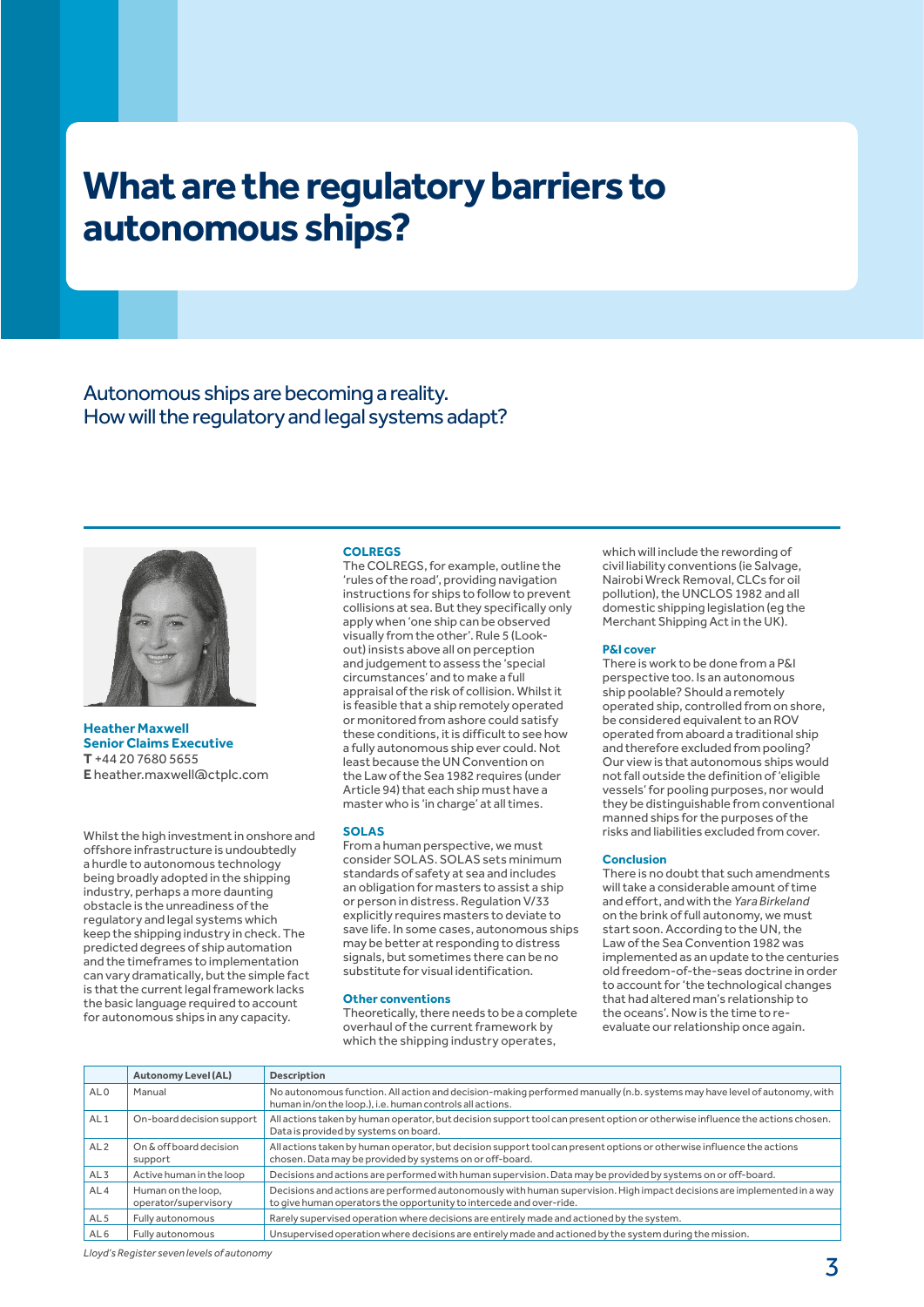# What are the regulatory barriers to autonomous ships?

Autonomous ships are becoming a reality.
How will the regulatory and legal systems adapt?

**Heather Maxwell**
**Senior Claims Executive**
**T** +44 20 7680 5655
**E** heather.maxwell@ctplc.com

Whilst the high investment in onshore and offshore infrastructure is undoubtedly a hurdle to autonomous technology being broadly adopted in the shipping industry, perhaps a more daunting obstacle is the unreadiness of the regulatory and legal systems which keep the shipping industry in check. The predicted degrees of ship automation and the timeframes to implementation can vary dramatically, but the simple fact is that the current legal framework lacks the basic language required to account for autonomous ships in any capacity.

### COLREGS

The COLREGS, for example, outline the 'rules of the road', providing navigation instructions for ships to follow to prevent collisions at sea. But they specifically only apply when 'one ship can be observed visually from the other'. Rule 5 (Look-out) insists above all on perception and judgement to assess the 'special circumstances' and to make a full appraisal of the risk of collision. Whilst it is feasible that a ship remotely operated or monitored from ashore could satisfy these conditions, it is difficult to see how a fully autonomous ship ever could. Not least because the UN Convention on the Law of the Sea 1982 requires (under Article 94) that each ship must have a master who is 'in charge' at all times.

### SOLAS

From a human perspective, we must consider SOLAS. SOLAS sets minimum standards of safety at sea and includes an obligation for masters to assist a ship or person in distress. Regulation V/33 explicitly requires masters to deviate to save life. In some cases, autonomous ships may be better at responding to distress signals, but sometimes there can be no substitute for visual identification.

### Other conventions

Theoretically, there needs to be a complete overhaul of the current framework by which the shipping industry operates, which will include the rewording of civil liability conventions (ie Salvage, Nairobi Wreck Removal, CLCs for oil pollution), the UNCLOS 1982 and all domestic shipping legislation (eg the Merchant Shipping Act in the UK).

### P&I cover

There is work to be done from a P&I perspective too. Is an autonomous ship poolable? Should a remotely operated ship, controlled from on shore, be considered equivalent to an ROV operated from aboard a traditional ship and therefore excluded from pooling? Our view is that autonomous ships would not fall outside the definition of 'eligible vessels' for pooling purposes, nor would they be distinguishable from conventional manned ships for the purposes of the risks and liabilities excluded from cover.

### Conclusion

There is no doubt that such amendments will take a considerable amount of time and effort, and with the *Yara Birkeland* on the brink of full autonomy, we must start soon. According to the UN, the Law of the Sea Convention 1982 was implemented as an update to the centuries old freedom-of-the-seas doctrine in order to account for 'the technological changes that had altered man's relationship to the oceans'. Now is the time to re-evaluate our relationship once again.

| | Autonomy Level (AL) | Description |
|---|---|---|
| AL 0 | Manual | No autonomous function. All action and decision-making performed manually (n.b. systems may have level of autonomy, with human in/on the loop.), i.e. human controls all actions. |
| AL 1 | On-board decision support | All actions taken by human operator, but decision support tool can present option or otherwise influence the actions chosen. Data is provided by systems on board. |
| AL 2 | On & off board decision support | All actions taken by human operator, but decision support tool can present options or otherwise influence the actions chosen. Data may be provided by systems on or off-board. |
| AL 3 | Active human in the loop | Decisions and actions are performed with human supervision. Data may be provided by systems on or off-board. |
| AL 4 | Human on the loop, operator/supervisory | Decisions and actions are performed autonomously with human supervision. High impact decisions are implemented in a way to give human operators the opportunity to intercede and over-ride. |
| AL 5 | Fully autonomous | Rarely supervised operation where decisions are entirely made and actioned by the system. |
| AL 6 | Fully autonomous | Unsupervised operation where decisions are entirely made and actioned by the system during the mission. |

*Lloyd's Register seven levels of autonomy*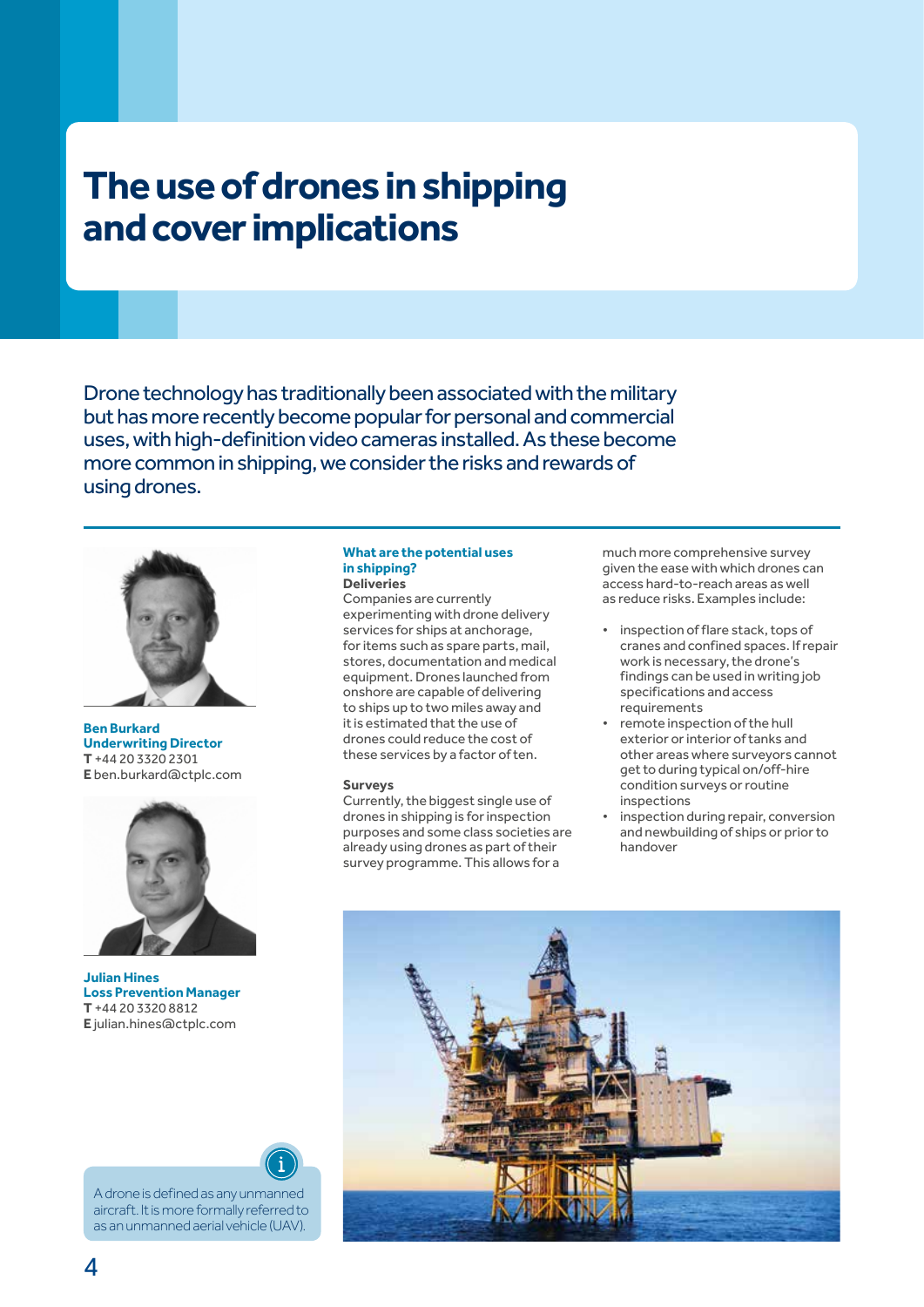# The use of drones in shipping and cover implications

Drone technology has traditionally been associated with the military but has more recently become popular for personal and commercial uses, with high-definition video cameras installed. As these become more common in shipping, we consider the risks and rewards of using drones.

**Ben Burkard**
**Underwriting Director**
**T** +44 20 3320 2301
**E** ben.burkard@ctplc.com

**Julian Hines**
**Loss Prevention Manager**
**T** +44 20 3320 8812
**E** julian.hines@ctplc.com

A drone is defined as any unmanned aircraft. It is more formally referred to as an unmanned aerial vehicle (UAV).

## What are the potential uses in shipping?

### Deliveries

Companies are currently experimenting with drone delivery services for ships at anchorage, for items such as spare parts, mail, stores, documentation and medical equipment. Drones launched from onshore are capable of delivering to ships up to two miles away and it is estimated that the use of drones could reduce the cost of these services by a factor of ten.

### Surveys

Currently, the biggest single use of drones in shipping is for inspection purposes and some class societies are already using drones as part of their survey programme. This allows for a much more comprehensive survey given the ease with which drones can access hard-to-reach areas as well as reduce risks. Examples include:

- inspection of flare stack, tops of cranes and confined spaces. If repair work is necessary, the drone's findings can be used in writing job specifications and access requirements
- remote inspection of the hull exterior or interior of tanks and other areas where surveyors cannot get to during typical on/off-hire condition surveys or routine inspections
- inspection during repair, conversion and newbuilding of ships or prior to handover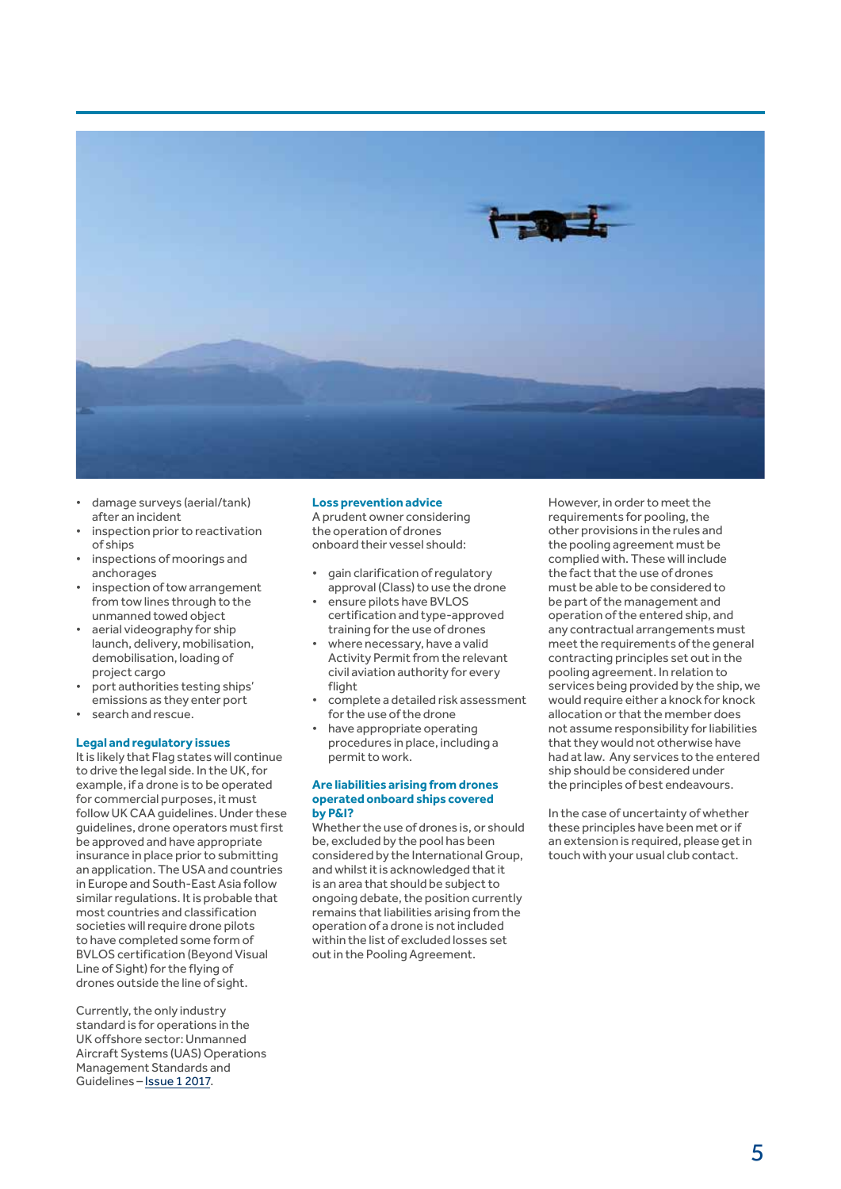- damage surveys (aerial/tank) after an incident
- inspection prior to reactivation of ships
- inspections of moorings and anchorages
- inspection of tow arrangement from tow lines through to the unmanned towed object
- aerial videography for ship launch, delivery, mobilisation, demobilisation, loading of project cargo
- port authorities testing ships' emissions as they enter port
- search and rescue.

### Legal and regulatory issues

It is likely that Flag states will continue to drive the legal side. In the UK, for example, if a drone is to be operated for commercial purposes, it must follow UK CAA guidelines. Under these guidelines, drone operators must first be approved and have appropriate insurance in place prior to submitting an application. The USA and countries in Europe and South-East Asia follow similar regulations. It is probable that most countries and classification societies will require drone pilots to have completed some form of BVLOS certification (Beyond Visual Line of Sight) for the flying of drones outside the line of sight.

Currently, the only industry standard is for operations in the UK offshore sector: Unmanned Aircraft Systems (UAS) Operations Management Standards and Guidelines – Issue 1 2017.

### Loss prevention advice

A prudent owner considering the operation of drones onboard their vessel should:

- gain clarification of regulatory approval (Class) to use the drone
- ensure pilots have BVLOS certification and type-approved training for the use of drones
- where necessary, have a valid Activity Permit from the relevant civil aviation authority for every flight
- complete a detailed risk assessment for the use of the drone
- have appropriate operating procedures in place, including a permit to work.

### Are liabilities arising from drones operated onboard ships covered by P&I?

Whether the use of drones is, or should be, excluded by the pool has been considered by the International Group, and whilst it is acknowledged that it is an area that should be subject to ongoing debate, the position currently remains that liabilities arising from the operation of a drone is not included within the list of excluded losses set out in the Pooling Agreement.

However, in order to meet the requirements for pooling, the other provisions in the rules and the pooling agreement must be complied with. These will include the fact that the use of drones must be able to be considered to be part of the management and operation of the entered ship, and any contractual arrangements must meet the requirements of the general contracting principles set out in the pooling agreement. In relation to services being provided by the ship, we would require either a knock for knock allocation or that the member does not assume responsibility for liabilities that they would not otherwise have had at law. Any services to the entered ship should be considered under the principles of best endeavours.

In the case of uncertainty of whether these principles have been met or if an extension is required, please get in touch with your usual club contact.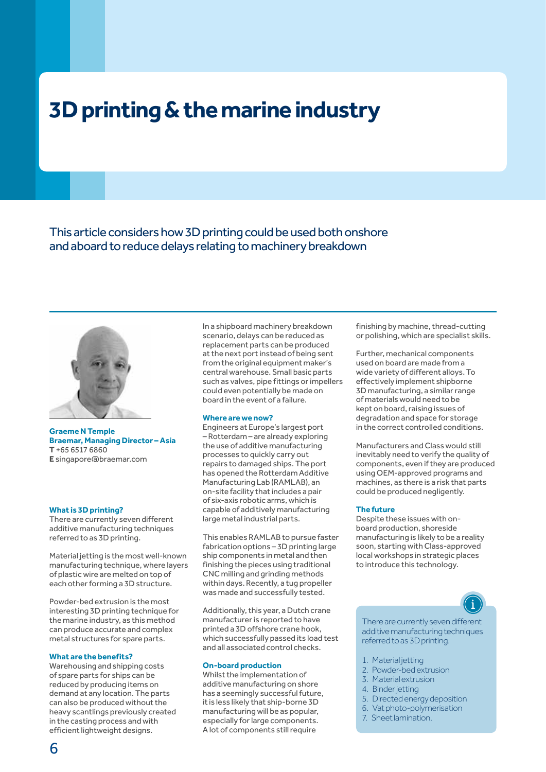# 3D printing & the marine industry

This article considers how 3D printing could be used both onshore and aboard to reduce delays relating to machinery breakdown

**Graeme N Temple**
**Braemar, Managing Director – Asia**
**T** +65 6517 6860
**E** singapore@braemar.com

### What is 3D printing?

There are currently seven different additive manufacturing techniques referred to as 3D printing.

Material jetting is the most well-known manufacturing technique, where layers of plastic wire are melted on top of each other forming a 3D structure.

Powder-bed extrusion is the most interesting 3D printing technique for the marine industry, as this method can produce accurate and complex metal structures for spare parts.

### What are the benefits?

Warehousing and shipping costs of spare parts for ships can be reduced by producing items on demand at any location. The parts can also be produced without the heavy scantlings previously created in the casting process and with efficient lightweight designs.

In a shipboard machinery breakdown scenario, delays can be reduced as replacement parts can be produced at the next port instead of being sent from the original equipment maker's central warehouse. Small basic parts such as valves, pipe fittings or impellers could even potentially be made on board in the event of a failure.

### Where are we now?

Engineers at Europe's largest port – Rotterdam – are already exploring the use of additive manufacturing processes to quickly carry out repairs to damaged ships. The port has opened the Rotterdam Additive Manufacturing Lab (RAMLAB), an on-site facility that includes a pair of six-axis robotic arms, which is capable of additively manufacturing large metal industrial parts.

This enables RAMLAB to pursue faster fabrication options – 3D printing large ship components in metal and then finishing the pieces using traditional CNC milling and grinding methods within days. Recently, a tug propeller was made and successfully tested.

Additionally, this year, a Dutch crane manufacturer is reported to have printed a 3D offshore crane hook, which successfully passed its load test and all associated control checks.

### On-board production

Whilst the implementation of additive manufacturing on shore has a seemingly successful future, it is less likely that ship-borne 3D manufacturing will be as popular, especially for large components. A lot of components still require finishing by machine, thread-cutting or polishing, which are specialist skills.

Further, mechanical components used on board are made from a wide variety of different alloys. To effectively implement shipborne 3D manufacturing, a similar range of materials would need to be kept on board, raising issues of degradation and space for storage in the correct controlled conditions.

Manufacturers and Class would still inevitably need to verify the quality of components, even if they are produced using OEM-approved programs and machines, as there is a risk that parts could be produced negligently.

### The future

Despite these issues with on-board production, shoreside manufacturing is likely to be a reality soon, starting with Class-approved local workshops in strategic places to introduce this technology.

There are currently seven different additive manufacturing techniques referred to as 3D printing.

1. Material jetting
2. Powder-bed extrusion
3. Material extrusion
4. Binder jetting
5. Directed energy deposition
6. Vat photo-polymerisation
7. Sheet lamination.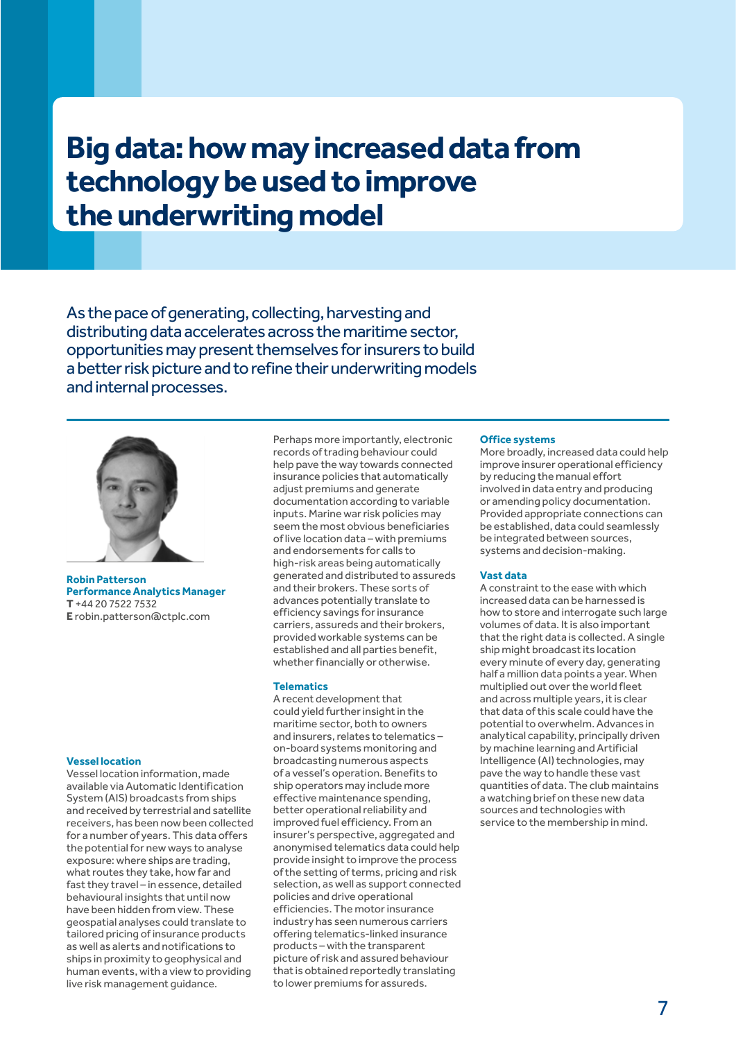# Big data: how may increased data from technology be used to improve the underwriting model

As the pace of generating, collecting, harvesting and distributing data accelerates across the maritime sector, opportunities may present themselves for insurers to build a better risk picture and to refine their underwriting models and internal processes.

**Robin Patterson**
**Performance Analytics Manager**
**T** +44 20 7522 7532
**E** robin.patterson@ctplc.com

### Vessel location

Vessel location information, made available via Automatic Identification System (AIS) broadcasts from ships and received by terrestrial and satellite receivers, has been now been collected for a number of years. This data offers the potential for new ways to analyse exposure: where ships are trading, what routes they take, how far and fast they travel – in essence, detailed behavioural insights that until now have been hidden from view. These geospatial analyses could translate to tailored pricing of insurance products as well as alerts and notifications to ships in proximity to geophysical and human events, with a view to providing live risk management guidance.

Perhaps more importantly, electronic records of trading behaviour could help pave the way towards connected insurance policies that automatically adjust premiums and generate documentation according to variable inputs. Marine war risk policies may seem the most obvious beneficiaries of live location data – with premiums and endorsements for calls to high-risk areas being automatically generated and distributed to assureds and their brokers. These sorts of advances potentially translate to efficiency savings for insurance carriers, assureds and their brokers, provided workable systems can be established and all parties benefit, whether financially or otherwise.

### Telematics

A recent development that could yield further insight in the maritime sector, both to owners and insurers, relates to telematics – on-board systems monitoring and broadcasting numerous aspects of a vessel's operation. Benefits to ship operators may include more effective maintenance spending, better operational reliability and improved fuel efficiency. From an insurer's perspective, aggregated and anonymised telematics data could help provide insight to improve the process of the setting of terms, pricing and risk selection, as well as support connected policies and drive operational efficiencies. The motor insurance industry has seen numerous carriers offering telematics-linked insurance products – with the transparent picture of risk and assured behaviour that is obtained reportedly translating to lower premiums for assureds.

### Office systems

More broadly, increased data could help improve insurer operational efficiency by reducing the manual effort involved in data entry and producing or amending policy documentation. Provided appropriate connections can be established, data could seamlessly be integrated between sources, systems and decision-making.

### Vast data

A constraint to the ease with which increased data can be harnessed is how to store and interrogate such large volumes of data. It is also important that the right data is collected. A single ship might broadcast its location every minute of every day, generating half a million data points a year. When multiplied out over the world fleet and across multiple years, it is clear that data of this scale could have the potential to overwhelm. Advances in analytical capability, principally driven by machine learning and Artificial Intelligence (AI) technologies, may pave the way to handle these vast quantities of data. The club maintains a watching brief on these new data sources and technologies with service to the membership in mind.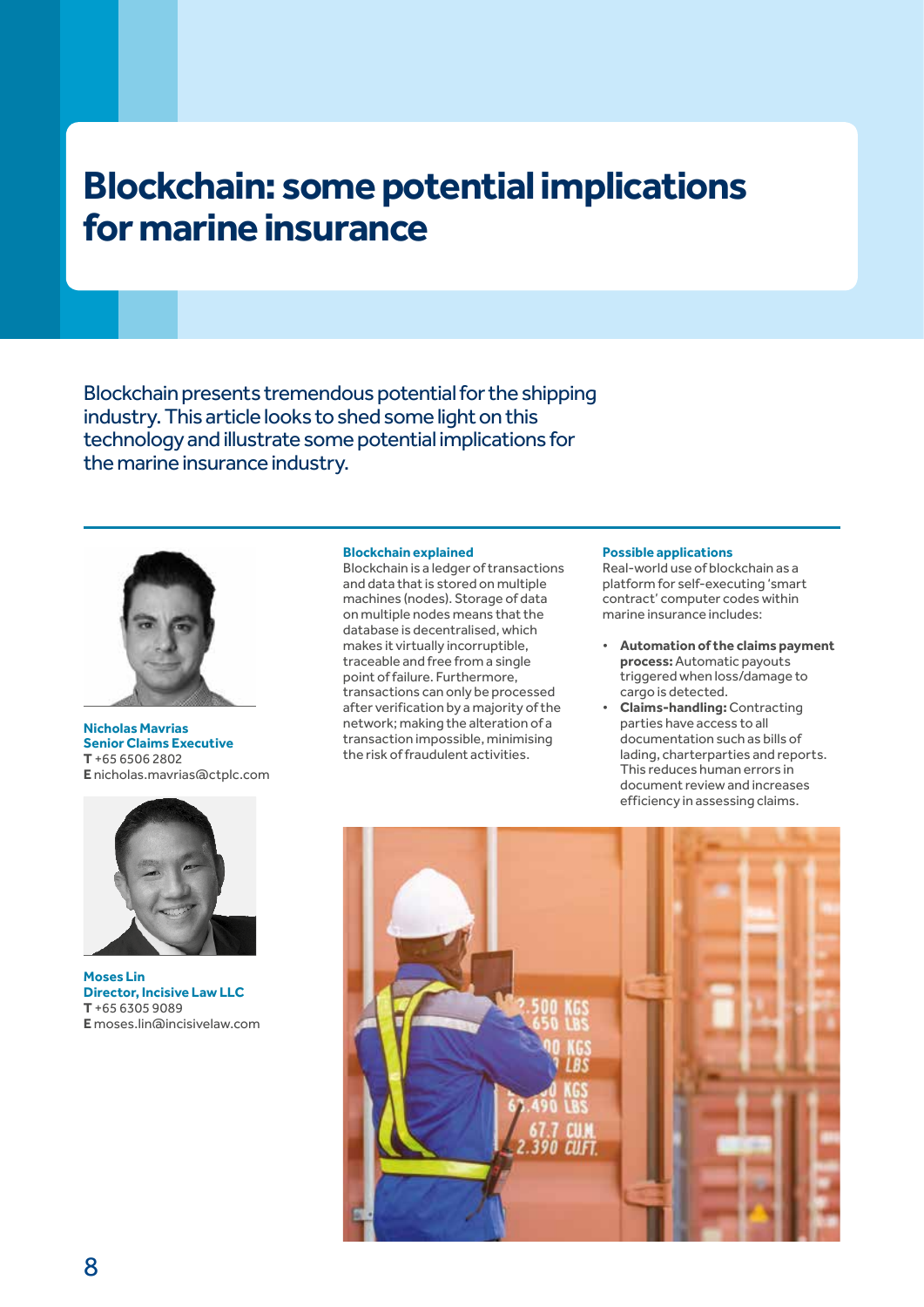# Blockchain: some potential implications for marine insurance

Blockchain presents tremendous potential for the shipping industry. This article looks to shed some light on this technology and illustrate some potential implications for the marine insurance industry.

**Nicholas Mavrias**
**Senior Claims Executive**
**T** +65 6506 2802
**E** nicholas.mavrias@ctplc.com

**Moses Lin**
**Director, Incisive Law LLC**
**T** +65 6305 9089
**E** moses.lin@incisivelaw.com

### Blockchain explained

Blockchain is a ledger of transactions and data that is stored on multiple machines (nodes). Storage of data on multiple nodes means that the database is decentralised, which makes it virtually incorruptible, traceable and free from a single point of failure. Furthermore, transactions can only be processed after verification by a majority of the network; making the alteration of a transaction impossible, minimising the risk of fraudulent activities.

### Possible applications

Real-world use of blockchain as a platform for self-executing 'smart contract' computer codes within marine insurance includes:

- **Automation of the claims payment process:** Automatic payouts triggered when loss/damage to cargo is detected.
- **Claims-handling:** Contracting parties have access to all documentation such as bills of lading, charterparties and reports. This reduces human errors in document review and increases efficiency in assessing claims.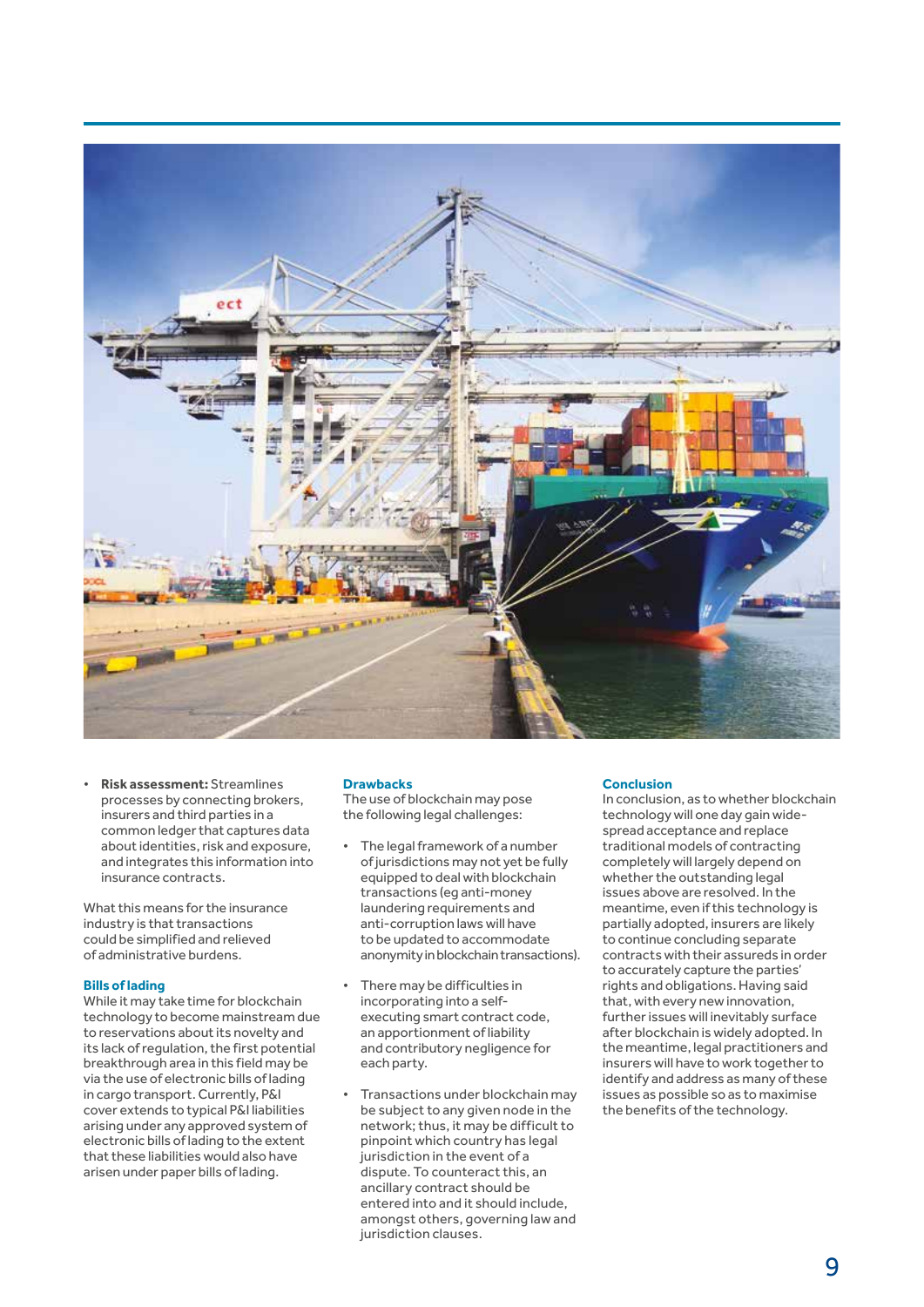- **Risk assessment:** Streamlines processes by connecting brokers, insurers and third parties in a common ledger that captures data about identities, risk and exposure, and integrates this information into insurance contracts.

What this means for the insurance industry is that transactions could be simplified and relieved of administrative burdens.

### Bills of lading

While it may take time for blockchain technology to become mainstream due to reservations about its novelty and its lack of regulation, the first potential breakthrough area in this field may be via the use of electronic bills of lading in cargo transport. Currently, P&I cover extends to typical P&I liabilities arising under any approved system of electronic bills of lading to the extent that these liabilities would also have arisen under paper bills of lading.

### Drawbacks

The use of blockchain may pose the following legal challenges:

- The legal framework of a number of jurisdictions may not yet be fully equipped to deal with blockchain transactions (eg anti-money laundering requirements and anti-corruption laws will have to be updated to accommodate anonymity in blockchain transactions).
- There may be difficulties in incorporating into a self-executing smart contract code, an apportionment of liability and contributory negligence for each party.
- Transactions under blockchain may be subject to any given node in the network; thus, it may be difficult to pinpoint which country has legal jurisdiction in the event of a dispute. To counteract this, an ancillary contract should be entered into and it should include, amongst others, governing law and jurisdiction clauses.

### Conclusion

In conclusion, as to whether blockchain technology will one day gain wide-spread acceptance and replace traditional models of contracting completely will largely depend on whether the outstanding legal issues above are resolved. In the meantime, even if this technology is partially adopted, insurers are likely to continue concluding separate contracts with their assureds in order to accurately capture the parties' rights and obligations. Having said that, with every new innovation, further issues will inevitably surface after blockchain is widely adopted. In the meantime, legal practitioners and insurers will have to work together to identify and address as many of these issues as possible so as to maximise the benefits of the technology.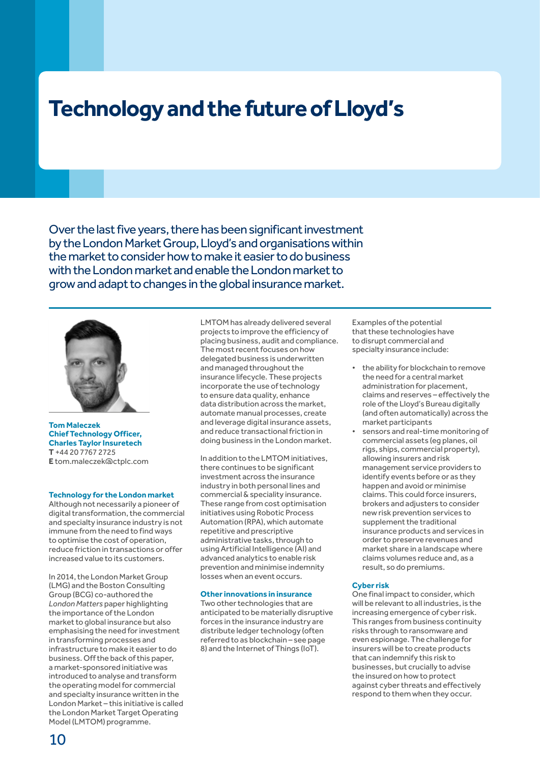# Technology and the future of Lloyd's

Over the last five years, there has been significant investment by the London Market Group, Lloyd's and organisations within the market to consider how to make it easier to do business with the London market and enable the London market to grow and adapt to changes in the global insurance market.

**Tom Maleczek**
**Chief Technology Officer, Charles Taylor Insuretech**
**T** +44 20 7767 2725
**E** tom.maleczek@ctplc.com

### Technology for the London market

Although not necessarily a pioneer of digital transformation, the commercial and specialty insurance industry is not immune from the need to find ways to optimise the cost of operation, reduce friction in transactions or offer increased value to its customers.

In 2014, the London Market Group (LMG) and the Boston Consulting Group (BCG) co-authored the *London Matters* paper highlighting the importance of the London market to global insurance but also emphasising the need for investment in transforming processes and infrastructure to make it easier to do business. Off the back of this paper, a market-sponsored initiative was introduced to analyse and transform the operating model for commercial and specialty insurance written in the London Market – this initiative is called the London Market Target Operating Model (LMTOM) programme.

LMTOM has already delivered several projects to improve the efficiency of placing business, audit and compliance. The most recent focuses on how delegated business is underwritten and managed throughout the insurance lifecycle. These projects incorporate the use of technology to ensure data quality, enhance data distribution across the market, automate manual processes, create and leverage digital insurance assets, and reduce transactional friction in doing business in the London market.

In addition to the LMTOM initiatives, there continues to be significant investment across the insurance industry in both personal lines and commercial & speciality insurance. These range from cost optimisation initiatives using Robotic Process Automation (RPA), which automate repetitive and prescriptive administrative tasks, through to using Artificial Intelligence (AI) and advanced analytics to enable risk prevention and minimise indemnity losses when an event occurs.

### Other innovations in insurance

Two other technologies that are anticipated to be materially disruptive forces in the insurance industry are distribute ledger technology (often referred to as blockchain – see page 8) and the Internet of Things (IoT).

Examples of the potential that these technologies have to disrupt commercial and specialty insurance include:

- the ability for blockchain to remove the need for a central market administration for placement, claims and reserves – effectively the role of the Lloyd's Bureau digitally (and often automatically) across the market participants
- sensors and real-time monitoring of commercial assets (eg planes, oil rigs, ships, commercial property), allowing insurers and risk management service providers to identify events before or as they happen and avoid or minimise claims. This could force insurers, brokers and adjusters to consider new risk prevention services to supplement the traditional insurance products and services in order to preserve revenues and market share in a landscape where claims volumes reduce and, as a result, so do premiums.

### Cyber risk

One final impact to consider, which will be relevant to all industries, is the increasing emergence of cyber risk. This ranges from business continuity risks through to ransomware and even espionage. The challenge for insurers will be to create products that can indemnify this risk to businesses, but crucially to advise the insured on how to protect against cyber threats and effectively respond to them when they occur.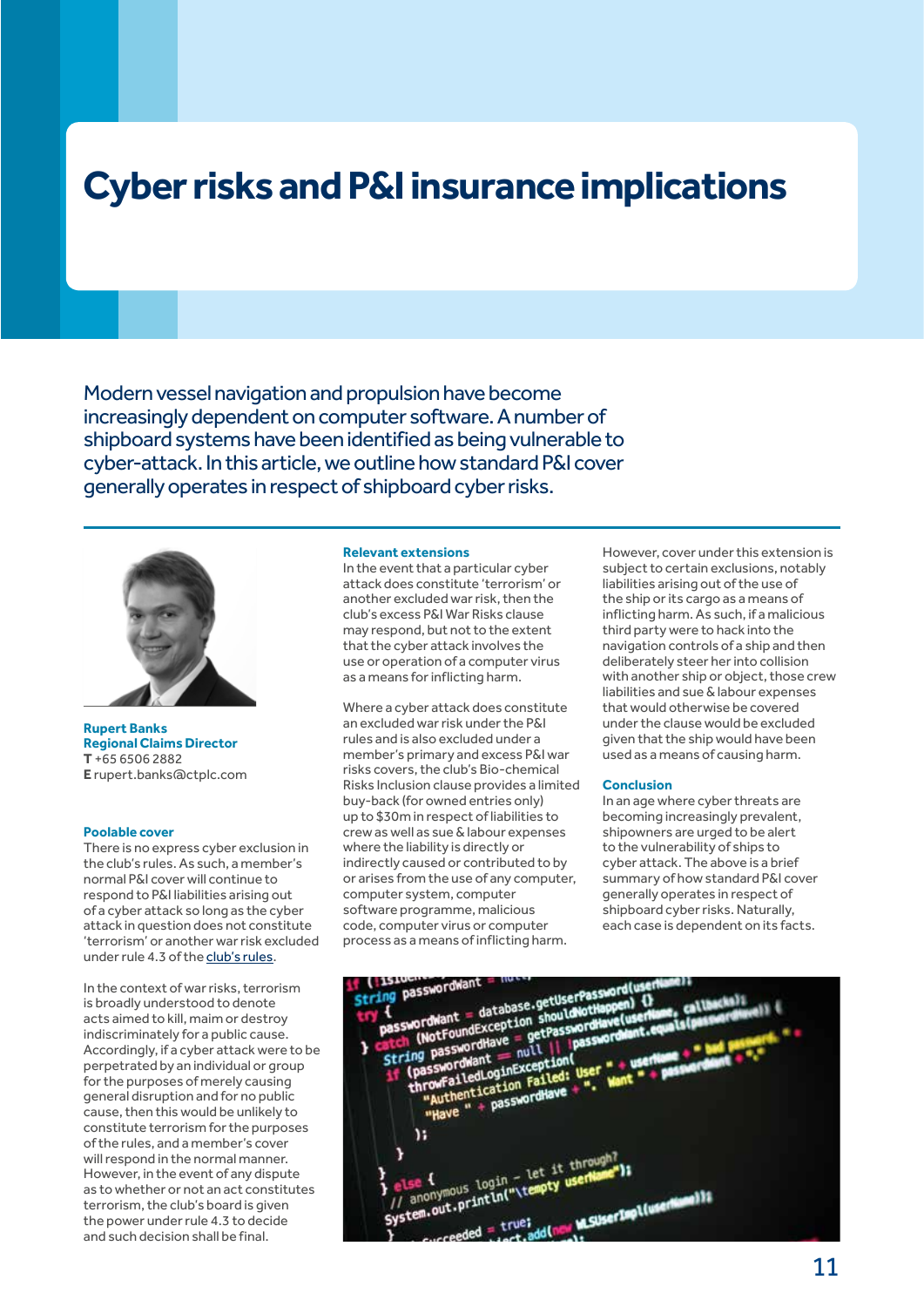# Cyber risks and P&I insurance implications

Modern vessel navigation and propulsion have become increasingly dependent on computer software. A number of shipboard systems have been identified as being vulnerable to cyber-attack. In this article, we outline how standard P&I cover generally operates in respect of shipboard cyber risks.

**Rupert Banks**
**Regional Claims Director**
**T** +65 6506 2882
**E** rupert.banks@ctplc.com

### Poolable cover

There is no express cyber exclusion in the club's rules. As such, a member's normal P&I cover will continue to respond to P&I liabilities arising out of a cyber attack so long as the cyber attack in question does not constitute 'terrorism' or another war risk excluded under rule 4.3 of the club's rules.

In the context of war risks, terrorism is broadly understood to denote acts aimed to kill, maim or destroy indiscriminately for a public cause. Accordingly, if a cyber attack were to be perpetrated by an individual or group for the purposes of merely causing general disruption and for no public cause, then this would be unlikely to constitute terrorism for the purposes of the rules, and a member's cover will respond in the normal manner. However, in the event of any dispute as to whether or not an act constitutes terrorism, the club's board is given the power under rule 4.3 to decide and such decision shall be final.

### Relevant extensions

In the event that a particular cyber attack does constitute 'terrorism' or another excluded war risk, then the club's excess P&I War Risks clause may respond, but not to the extent that the cyber attack involves the use or operation of a computer virus as a means for inflicting harm.

Where a cyber attack does constitute an excluded war risk under the P&I rules and is also excluded under a member's primary and excess P&I war risks covers, the club's Bio-chemical Risks Inclusion clause provides a limited buy-back (for owned entries only) up to $30m in respect of liabilities to crew as well as sue & labour expenses where the liability is directly or indirectly caused or contributed to by or arises from the use of any computer, computer system, computer software programme, malicious code, computer virus or computer process as a means of inflicting harm.

However, cover under this extension is subject to certain exclusions, notably liabilities arising out of the use of the ship or its cargo as a means of inflicting harm. As such, if a malicious third party were to hack into the navigation controls of a ship and then deliberately steer her into collision with another ship or object, those crew liabilities and sue & labour expenses that would otherwise be covered under the clause would be excluded given that the ship would have been used as a means of causing harm.

### Conclusion

In an age where cyber threats are becoming increasingly prevalent, shipowners are urged to be alert to the vulnerability of ships to cyber attack. The above is a brief summary of how standard P&I cover generally operates in respect of shipboard cyber risks. Naturally, each case is dependent on its facts.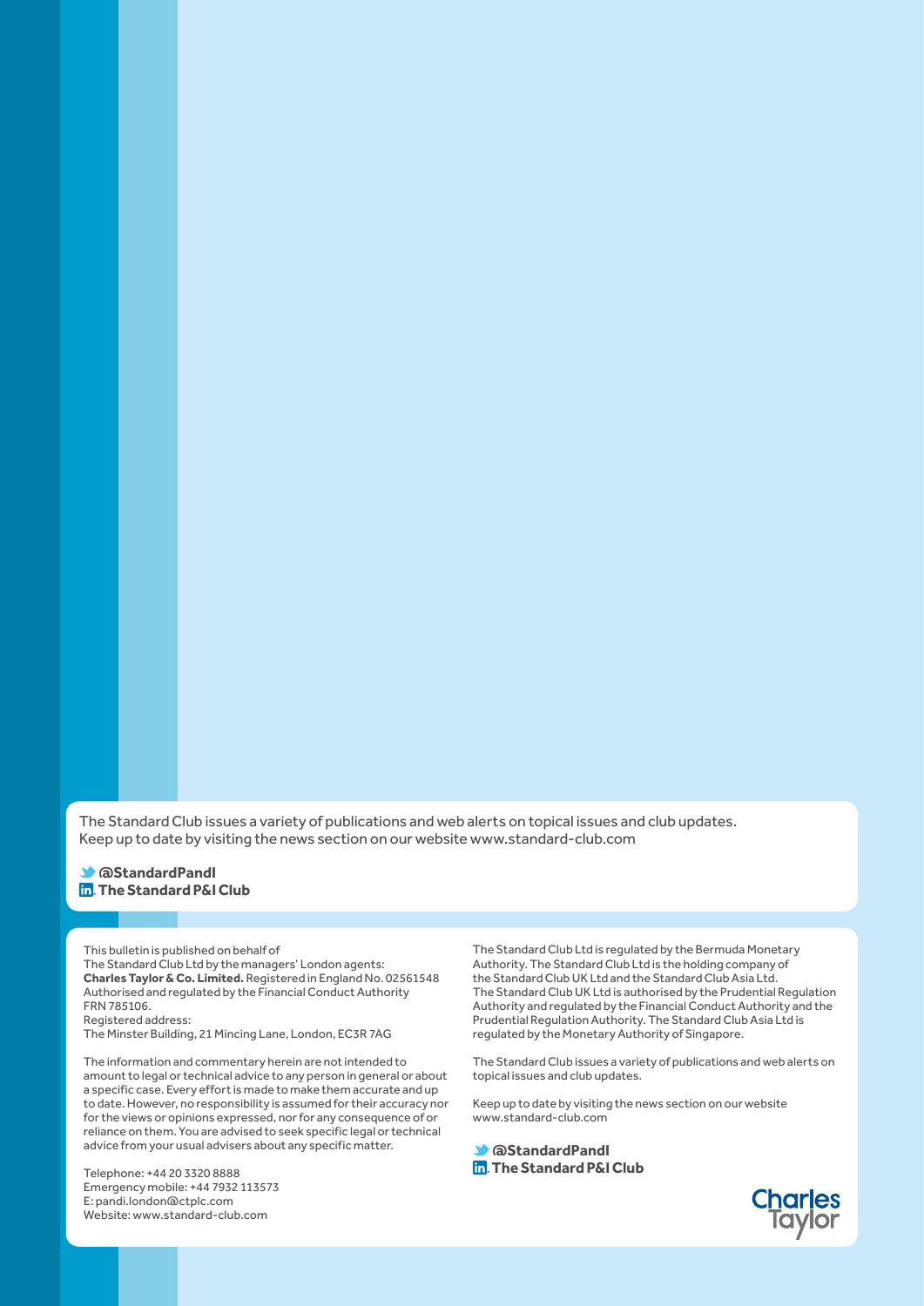The Standard Club issues a variety of publications and web alerts on topical issues and club updates.
Keep up to date by visiting the news section on our website www.standard-club.com

**@StandardPandI**
**The Standard P&I Club**

This bulletin is published on behalf of
The Standard Club Ltd by the managers' London agents:
**Charles Taylor & Co. Limited.** Registered in England No. 02561548
Authorised and regulated by the Financial Conduct Authority
FRN 785106.
Registered address:
The Minster Building, 21 Mincing Lane, London, EC3R 7AG

The information and commentary herein are not intended to amount to legal or technical advice to any person in general or about a specific case. Every effort is made to make them accurate and up to date. However, no responsibility is assumed for their accuracy nor for the views or opinions expressed, nor for any consequence of or reliance on them. You are advised to seek specific legal or technical advice from your usual advisers about any specific matter.

Telephone: +44 20 3320 8888
Emergency mobile: +44 7932 113573
E: pandi.london@ctplc.com
Website: www.standard-club.com

The Standard Club Ltd is regulated by the Bermuda Monetary Authority. The Standard Club Ltd is the holding company of the Standard Club UK Ltd and the Standard Club Asia Ltd. The Standard Club UK Ltd is authorised by the Prudential Regulation Authority and regulated by the Financial Conduct Authority and the Prudential Regulation Authority. The Standard Club Asia Ltd is regulated by the Monetary Authority of Singapore.

The Standard Club issues a variety of publications and web alerts on topical issues and club updates.

Keep up to date by visiting the news section on our website www.standard-club.com

**@StandardPandI**
**The Standard P&I Club**

Charles Taylor